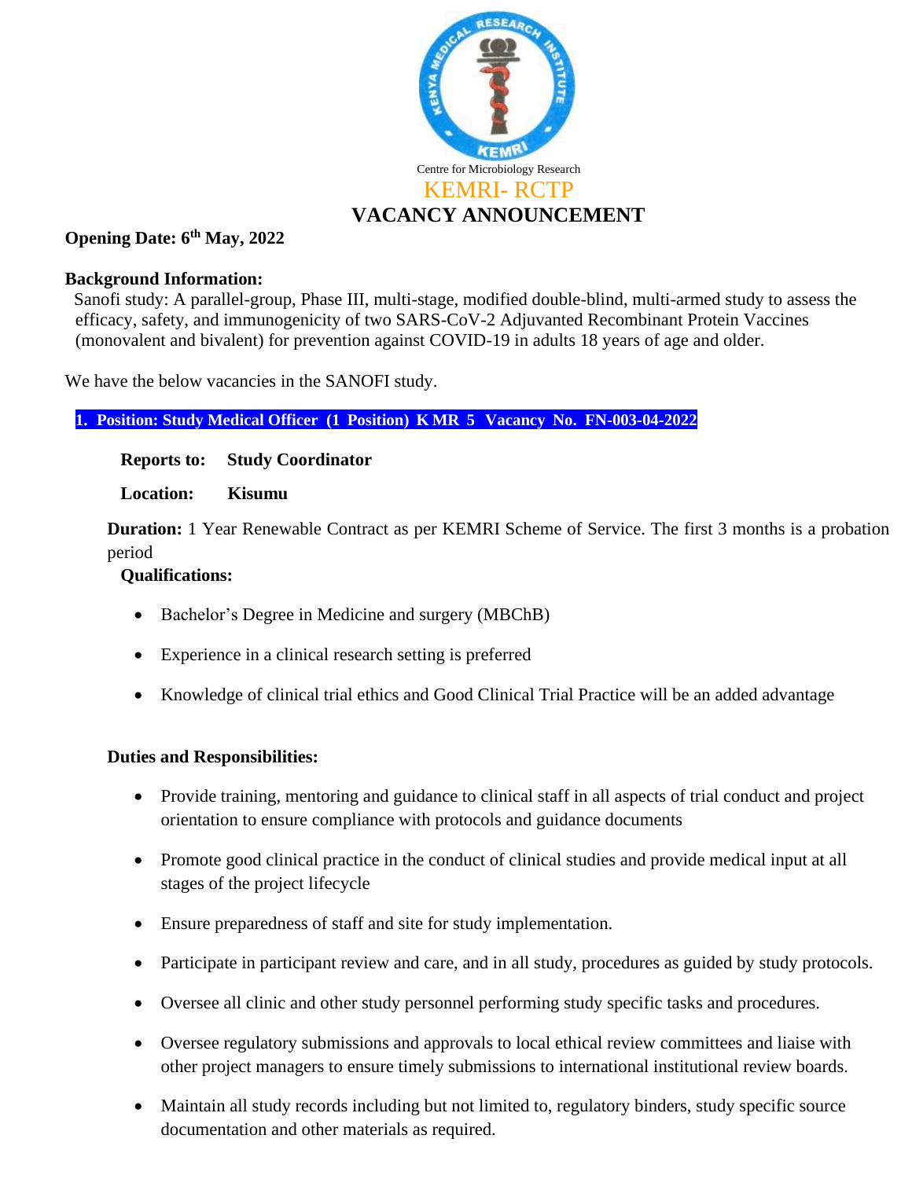Centre for Microbiology Research

KEMRI- RCTP

# VACANCY ANNOUNCEMENT

**Opening Date: 6th May, 2022**

**Background Information:**

Sanofi study: A parallel-group, Phase III, multi-stage, modified double-blind, multi-armed study to assess the efficacy, safety, and immunogenicity of two SARS-CoV-2 Adjuvanted Recombinant Protein Vaccines (monovalent and bivalent) for prevention against COVID-19 in adults 18 years of age and older.

We have the below vacancies in the SANOFI study.

## 1. Position: Study Medical Officer (1 Position) K MR 5 Vacancy No. FN-003-04-2022

**Reports to:** **Study Coordinator**

**Location:** **Kisumu**

**Duration:** 1 Year Renewable Contract as per KEMRI Scheme of Service. The first 3 months is a probation period

**Qualifications:**

- Bachelor's Degree in Medicine and surgery (MBChB)
- Experience in a clinical research setting is preferred
- Knowledge of clinical trial ethics and Good Clinical Trial Practice will be an added advantage

**Duties and Responsibilities:**

- Provide training, mentoring and guidance to clinical staff in all aspects of trial conduct and project orientation to ensure compliance with protocols and guidance documents
- Promote good clinical practice in the conduct of clinical studies and provide medical input at all stages of the project lifecycle
- Ensure preparedness of staff and site for study implementation.
- Participate in participant review and care, and in all study, procedures as guided by study protocols.
- Oversee all clinic and other study personnel performing study specific tasks and procedures.
- Oversee regulatory submissions and approvals to local ethical review committees and liaise with other project managers to ensure timely submissions to international institutional review boards.
- Maintain all study records including but not limited to, regulatory binders, study specific source documentation and other materials as required.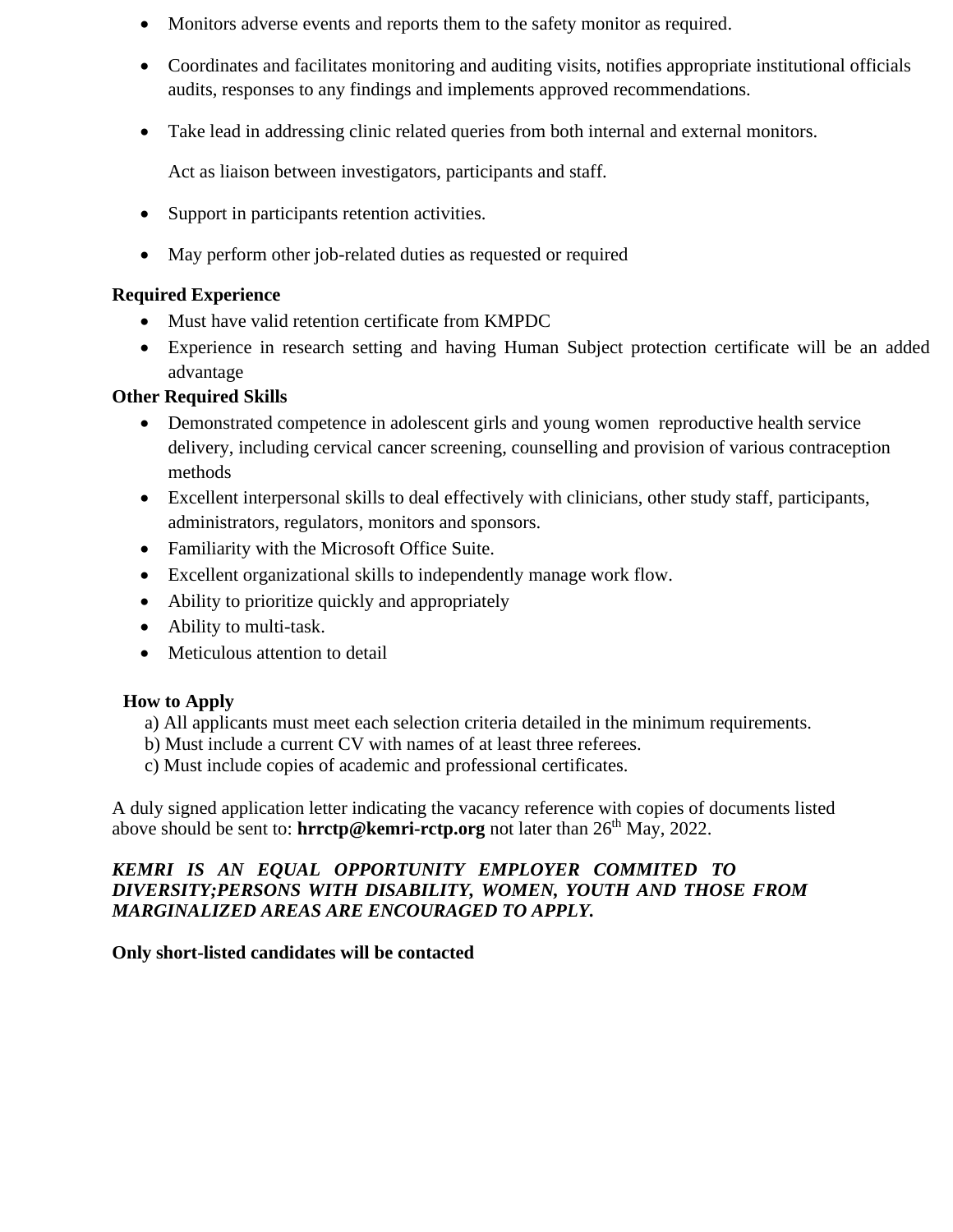- Monitors adverse events and reports them to the safety monitor as required.

- Coordinates and facilitates monitoring and auditing visits, notifies appropriate institutional officials audits, responses to any findings and implements approved recommendations.

- Take lead in addressing clinic related queries from both internal and external monitors.

  Act as liaison between investigators, participants and staff.

- Support in participants retention activities.

- May perform other job-related duties as requested or required

**Required Experience**

- Must have valid retention certificate from KMPDC
- Experience in research setting and having Human Subject protection certificate will be an added advantage

**Other Required Skills**

- Demonstrated competence in adolescent girls and young women reproductive health service delivery, including cervical cancer screening, counselling and provision of various contraception methods
- Excellent interpersonal skills to deal effectively with clinicians, other study staff, participants, administrators, regulators, monitors and sponsors.
- Familiarity with the Microsoft Office Suite.
- Excellent organizational skills to independently manage work flow.
- Ability to prioritize quickly and appropriately
- Ability to multi-task.
- Meticulous attention to detail

**How to Apply**

a) All applicants must meet each selection criteria detailed in the minimum requirements.
b) Must include a current CV with names of at least three referees.
c) Must include copies of academic and professional certificates.

A duly signed application letter indicating the vacancy reference with copies of documents listed above should be sent to: **hrrctp@kemri-rctp.org** not later than 26th May, 2022.

***KEMRI IS AN EQUAL OPPORTUNITY EMPLOYER COMMITED TO DIVERSITY;PERSONS WITH DISABILITY, WOMEN, YOUTH AND THOSE FROM MARGINALIZED AREAS ARE ENCOURAGED TO APPLY.***

**Only short-listed candidates will be contacted**